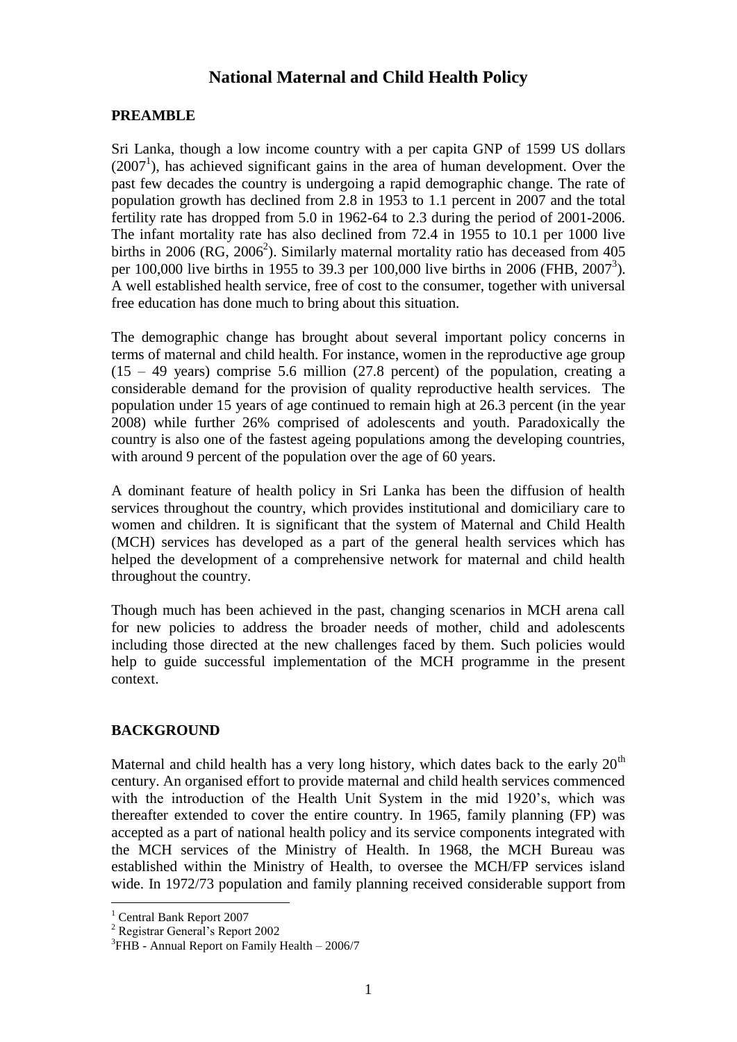# National Maternal and Child Health Policy

## PREAMBLE

Sri Lanka, though a low income country with a per capita GNP of 1599 US dollars (2007[1]), has achieved significant gains in the area of human development. Over the past few decades the country is undergoing a rapid demographic change. The rate of population growth has declined from 2.8 in 1953 to 1.1 percent in 2007 and the total fertility rate has dropped from 5.0 in 1962-64 to 2.3 during the period of 2001-2006. The infant mortality rate has also declined from 72.4 in 1955 to 10.1 per 1000 live births in 2006 (RG, 2006[2]). Similarly maternal mortality ratio has deceased from 405 per 100,000 live births in 1955 to 39.3 per 100,000 live births in 2006 (FHB, 2007[3]). A well established health service, free of cost to the consumer, together with universal free education has done much to bring about this situation.

The demographic change has brought about several important policy concerns in terms of maternal and child health. For instance, women in the reproductive age group (15 – 49 years) comprise 5.6 million (27.8 percent) of the population, creating a considerable demand for the provision of quality reproductive health services. The population under 15 years of age continued to remain high at 26.3 percent (in the year 2008) while further 26% comprised of adolescents and youth. Paradoxically the country is also one of the fastest ageing populations among the developing countries, with around 9 percent of the population over the age of 60 years.

A dominant feature of health policy in Sri Lanka has been the diffusion of health services throughout the country, which provides institutional and domiciliary care to women and children. It is significant that the system of Maternal and Child Health (MCH) services has developed as a part of the general health services which has helped the development of a comprehensive network for maternal and child health throughout the country.

Though much has been achieved in the past, changing scenarios in MCH arena call for new policies to address the broader needs of mother, child and adolescents including those directed at the new challenges faced by them. Such policies would help to guide successful implementation of the MCH programme in the present context.

## BACKGROUND

Maternal and child health has a very long history, which dates back to the early 20th century. An organised effort to provide maternal and child health services commenced with the introduction of the Health Unit System in the mid 1920's, which was thereafter extended to cover the entire country. In 1965, family planning (FP) was accepted as a part of national health policy and its service components integrated with the MCH services of the Ministry of Health. In 1968, the MCH Bureau was established within the Ministry of Health, to oversee the MCH/FP services island wide. In 1972/73 population and family planning received considerable support from

---

[1] Central Bank Report 2007

[2] Registrar General's Report 2002

[3] FHB - Annual Report on Family Health – 2006/7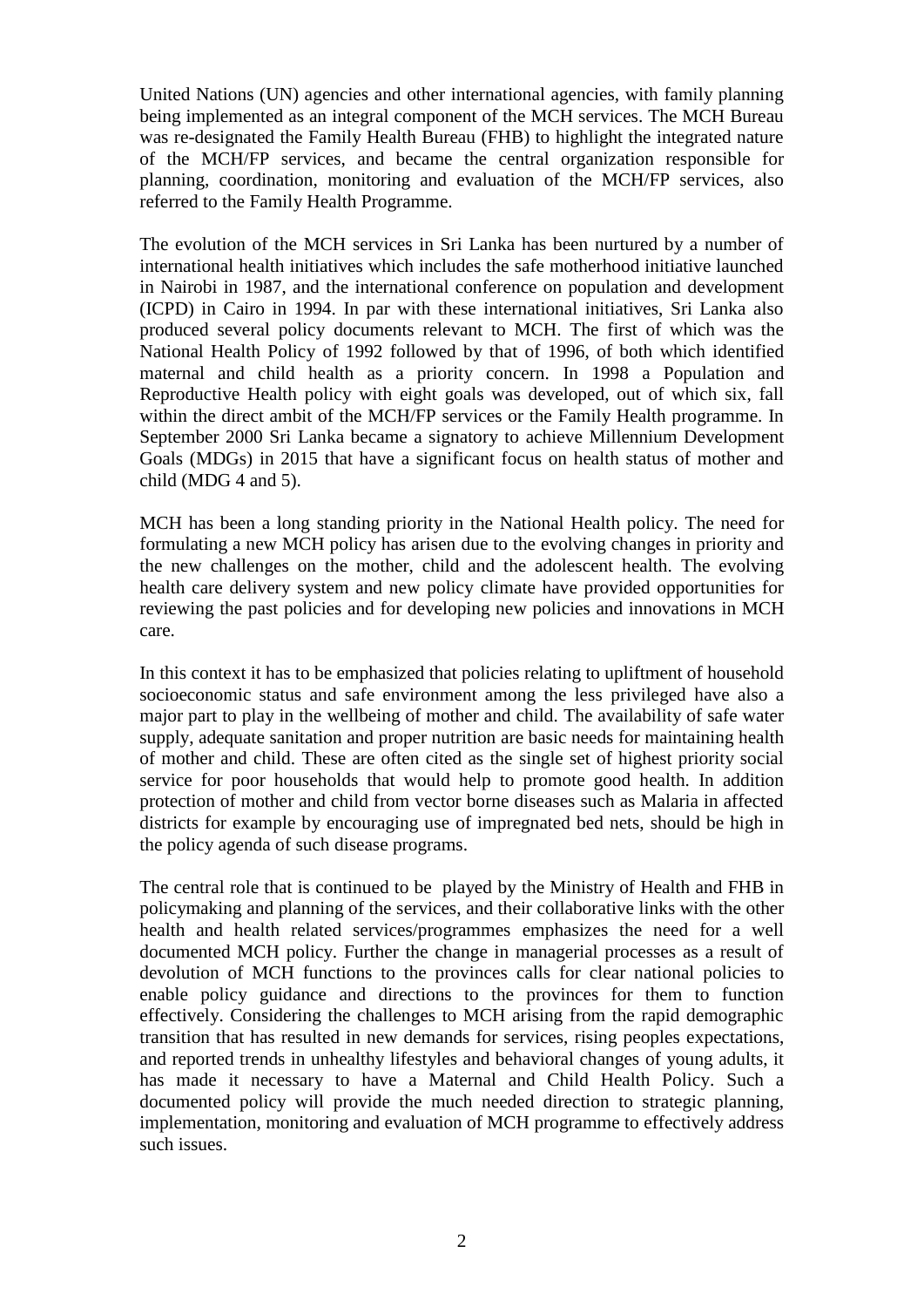United Nations (UN) agencies and other international agencies, with family planning being implemented as an integral component of the MCH services. The MCH Bureau was re-designated the Family Health Bureau (FHB) to highlight the integrated nature of the MCH/FP services, and became the central organization responsible for planning, coordination, monitoring and evaluation of the MCH/FP services, also referred to the Family Health Programme.

The evolution of the MCH services in Sri Lanka has been nurtured by a number of international health initiatives which includes the safe motherhood initiative launched in Nairobi in 1987, and the international conference on population and development (ICPD) in Cairo in 1994. In par with these international initiatives, Sri Lanka also produced several policy documents relevant to MCH. The first of which was the National Health Policy of 1992 followed by that of 1996, of both which identified maternal and child health as a priority concern. In 1998 a Population and Reproductive Health policy with eight goals was developed, out of which six, fall within the direct ambit of the MCH/FP services or the Family Health programme. In September 2000 Sri Lanka became a signatory to achieve Millennium Development Goals (MDGs) in 2015 that have a significant focus on health status of mother and child (MDG 4 and 5).

MCH has been a long standing priority in the National Health policy. The need for formulating a new MCH policy has arisen due to the evolving changes in priority and the new challenges on the mother, child and the adolescent health. The evolving health care delivery system and new policy climate have provided opportunities for reviewing the past policies and for developing new policies and innovations in MCH care.

In this context it has to be emphasized that policies relating to upliftment of household socioeconomic status and safe environment among the less privileged have also a major part to play in the wellbeing of mother and child. The availability of safe water supply, adequate sanitation and proper nutrition are basic needs for maintaining health of mother and child. These are often cited as the single set of highest priority social service for poor households that would help to promote good health. In addition protection of mother and child from vector borne diseases such as Malaria in affected districts for example by encouraging use of impregnated bed nets, should be high in the policy agenda of such disease programs.

The central role that is continued to be played by the Ministry of Health and FHB in policymaking and planning of the services, and their collaborative links with the other health and health related services/programmes emphasizes the need for a well documented MCH policy. Further the change in managerial processes as a result of devolution of MCH functions to the provinces calls for clear national policies to enable policy guidance and directions to the provinces for them to function effectively. Considering the challenges to MCH arising from the rapid demographic transition that has resulted in new demands for services, rising peoples expectations, and reported trends in unhealthy lifestyles and behavioral changes of young adults, it has made it necessary to have a Maternal and Child Health Policy. Such a documented policy will provide the much needed direction to strategic planning, implementation, monitoring and evaluation of MCH programme to effectively address such issues.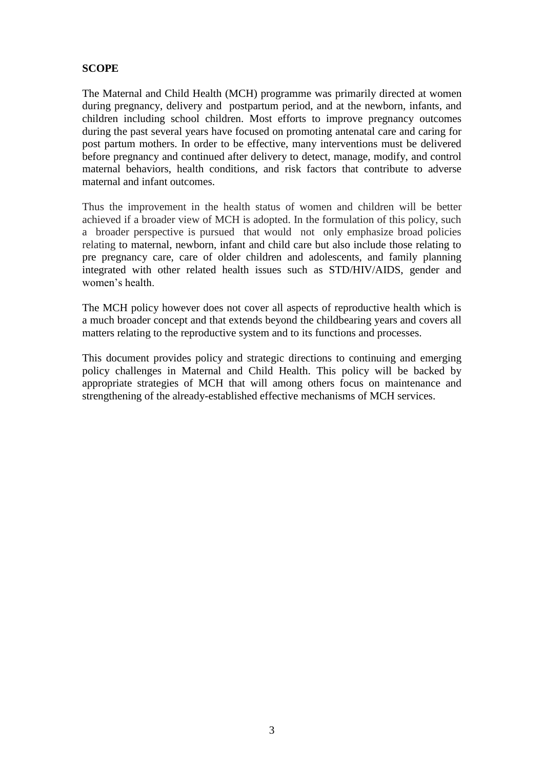**SCOPE**

The Maternal and Child Health (MCH) programme was primarily directed at women during pregnancy, delivery and postpartum period, and at the newborn, infants, and children including school children. Most efforts to improve pregnancy outcomes during the past several years have focused on promoting antenatal care and caring for post partum mothers. In order to be effective, many interventions must be delivered before pregnancy and continued after delivery to detect, manage, modify, and control maternal behaviors, health conditions, and risk factors that contribute to adverse maternal and infant outcomes.

Thus the improvement in the health status of women and children will be better achieved if a broader view of MCH is adopted. In the formulation of this policy, such a broader perspective is pursued that would not only emphasize broad policies relating to maternal, newborn, infant and child care but also include those relating to pre pregnancy care, care of older children and adolescents, and family planning integrated with other related health issues such as STD/HIV/AIDS, gender and women's health.

The MCH policy however does not cover all aspects of reproductive health which is a much broader concept and that extends beyond the childbearing years and covers all matters relating to the reproductive system and to its functions and processes.

This document provides policy and strategic directions to continuing and emerging policy challenges in Maternal and Child Health. This policy will be backed by appropriate strategies of MCH that will among others focus on maintenance and strengthening of the already-established effective mechanisms of MCH services.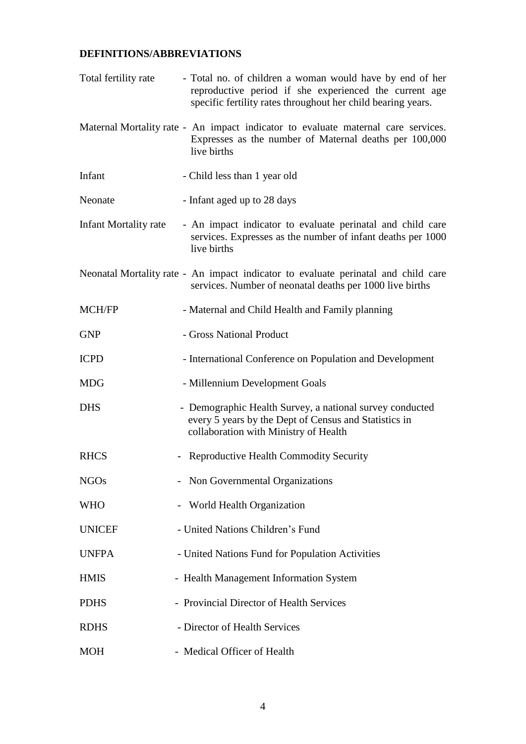**DEFINITIONS/ABBREVIATIONS**

| | |
|---|---|
| Total fertility rate | - Total no. of children a woman would have by end of her reproductive period if she experienced the current age specific fertility rates throughout her child bearing years. |
| Maternal Mortality rate | - An impact indicator to evaluate maternal care services. Expresses as the number of Maternal deaths per 100,000 live births |
| Infant | - Child less than 1 year old |
| Neonate | - Infant aged up to 28 days |
| Infant Mortality rate | - An impact indicator to evaluate perinatal and child care services. Expresses as the number of infant deaths per 1000 live births |
| Neonatal Mortality rate | - An impact indicator to evaluate perinatal and child care services. Number of neonatal deaths per 1000 live births |
| MCH/FP | - Maternal and Child Health and Family planning |
| GNP | - Gross National Product |
| ICPD | - International Conference on Population and Development |
| MDG | - Millennium Development Goals |
| DHS | - Demographic Health Survey, a national survey conducted every 5 years by the Dept of Census and Statistics in collaboration with Ministry of Health |
| RHCS | - Reproductive Health Commodity Security |
| NGOs | - Non Governmental Organizations |
| WHO | - World Health Organization |
| UNICEF | - United Nations Children's Fund |
| UNFPA | - United Nations Fund for Population Activities |
| HMIS | - Health Management Information System |
| PDHS | - Provincial Director of Health Services |
| RDHS | - Director of Health Services |
| MOH | - Medical Officer of Health |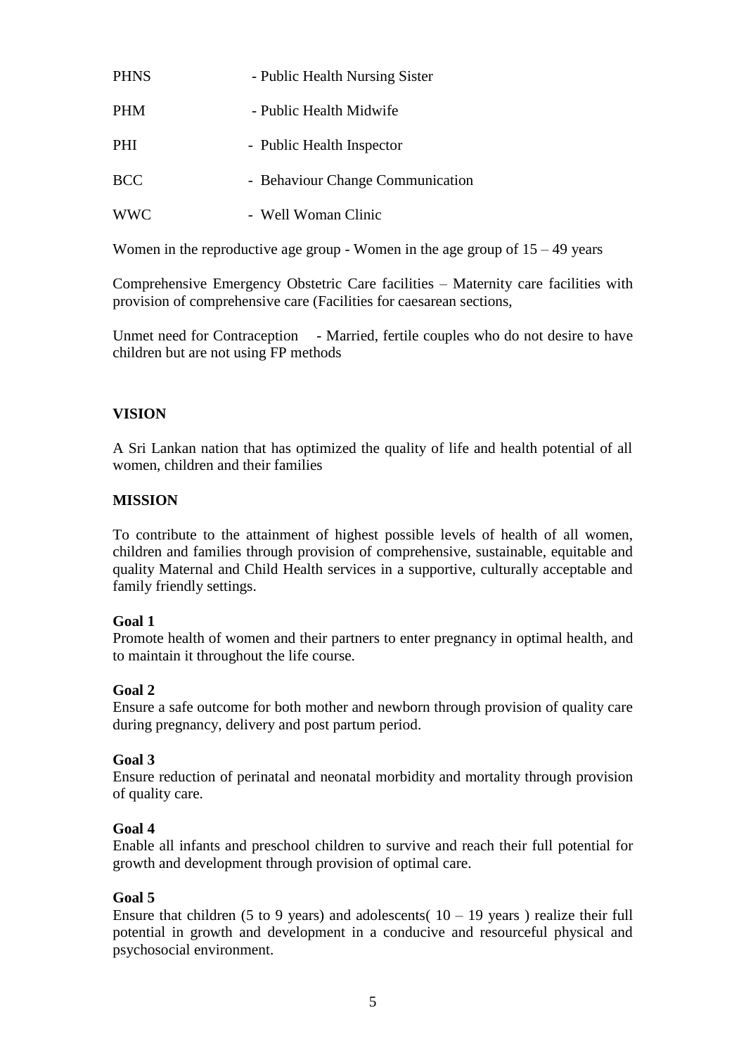| | |
|---|---|
| PHNS | - Public Health Nursing Sister |
| PHM | - Public Health Midwife |
| PHI | - Public Health Inspector |
| BCC | - Behaviour Change Communication |
| WWC | - Well Woman Clinic |

Women in the reproductive age group - Women in the age group of 15 – 49 years

Comprehensive Emergency Obstetric Care facilities – Maternity care facilities with provision of comprehensive care (Facilities for caesarean sections,

Unmet need for Contraception - Married, fertile couples who do not desire to have children but are not using FP methods

## VISION

A Sri Lankan nation that has optimized the quality of life and health potential of all women, children and their families

## MISSION

To contribute to the attainment of highest possible levels of health of all women, children and families through provision of comprehensive, sustainable, equitable and quality Maternal and Child Health services in a supportive, culturally acceptable and family friendly settings.

**Goal 1**
Promote health of women and their partners to enter pregnancy in optimal health, and to maintain it throughout the life course.

**Goal 2**
Ensure a safe outcome for both mother and newborn through provision of quality care during pregnancy, delivery and post partum period.

**Goal 3**
Ensure reduction of perinatal and neonatal morbidity and mortality through provision of quality care.

**Goal 4**
Enable all infants and preschool children to survive and reach their full potential for growth and development through provision of optimal care.

**Goal 5**
Ensure that children (5 to 9 years) and adolescents( 10 – 19 years ) realize their full potential in growth and development in a conducive and resourceful physical and psychosocial environment.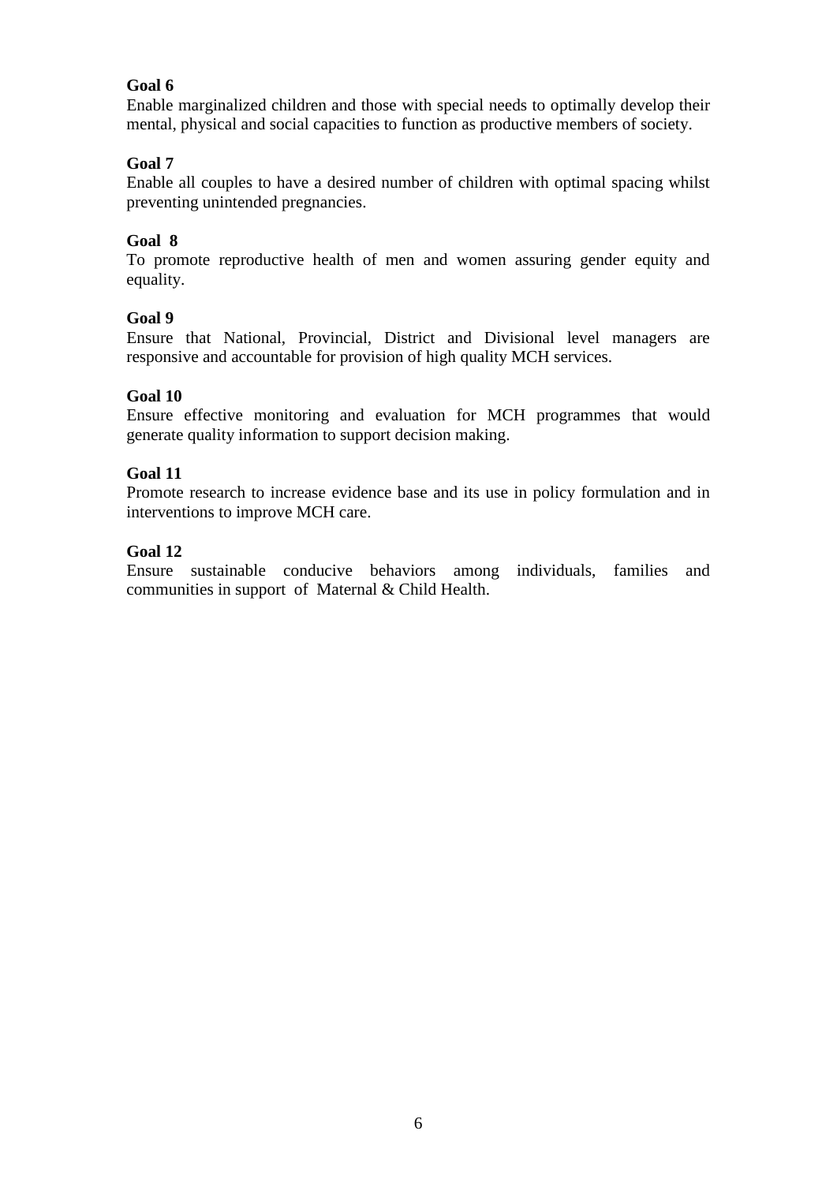**Goal 6**
Enable marginalized children and those with special needs to optimally develop their mental, physical and social capacities to function as productive members of society.

**Goal 7**
Enable all couples to have a desired number of children with optimal spacing whilst preventing unintended pregnancies.

**Goal 8**
To promote reproductive health of men and women assuring gender equity and equality.

**Goal 9**
Ensure that National, Provincial, District and Divisional level managers are responsive and accountable for provision of high quality MCH services.

**Goal 10**
Ensure effective monitoring and evaluation for MCH programmes that would generate quality information to support decision making.

**Goal 11**
Promote research to increase evidence base and its use in policy formulation and in interventions to improve MCH care.

**Goal 12**
Ensure sustainable conducive behaviors among individuals, families and communities in support of Maternal & Child Health.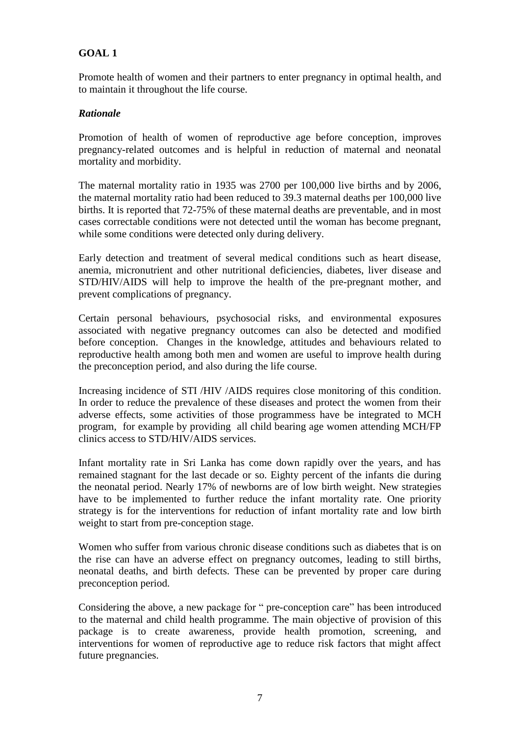**GOAL 1**

Promote health of women and their partners to enter pregnancy in optimal health, and to maintain it throughout the life course.

***Rationale***

Promotion of health of women of reproductive age before conception, improves pregnancy-related outcomes and is helpful in reduction of maternal and neonatal mortality and morbidity.

The maternal mortality ratio in 1935 was 2700 per 100,000 live births and by 2006, the maternal mortality ratio had been reduced to 39.3 maternal deaths per 100,000 live births. It is reported that 72-75% of these maternal deaths are preventable, and in most cases correctable conditions were not detected until the woman has become pregnant, while some conditions were detected only during delivery.

Early detection and treatment of several medical conditions such as heart disease, anemia, micronutrient and other nutritional deficiencies, diabetes, liver disease and STD/HIV/AIDS will help to improve the health of the pre-pregnant mother, and prevent complications of pregnancy.

Certain personal behaviours, psychosocial risks, and environmental exposures associated with negative pregnancy outcomes can also be detected and modified before conception. Changes in the knowledge, attitudes and behaviours related to reproductive health among both men and women are useful to improve health during the preconception period, and also during the life course.

Increasing incidence of STI /HIV /AIDS requires close monitoring of this condition. In order to reduce the prevalence of these diseases and protect the women from their adverse effects, some activities of those programmess have be integrated to MCH program, for example by providing all child bearing age women attending MCH/FP clinics access to STD/HIV/AIDS services.

Infant mortality rate in Sri Lanka has come down rapidly over the years, and has remained stagnant for the last decade or so. Eighty percent of the infants die during the neonatal period. Nearly 17% of newborns are of low birth weight. New strategies have to be implemented to further reduce the infant mortality rate. One priority strategy is for the interventions for reduction of infant mortality rate and low birth weight to start from pre-conception stage.

Women who suffer from various chronic disease conditions such as diabetes that is on the rise can have an adverse effect on pregnancy outcomes, leading to still births, neonatal deaths, and birth defects. These can be prevented by proper care during preconception period.

Considering the above, a new package for " pre-conception care" has been introduced to the maternal and child health programme. The main objective of provision of this package is to create awareness, provide health promotion, screening, and interventions for women of reproductive age to reduce risk factors that might affect future pregnancies.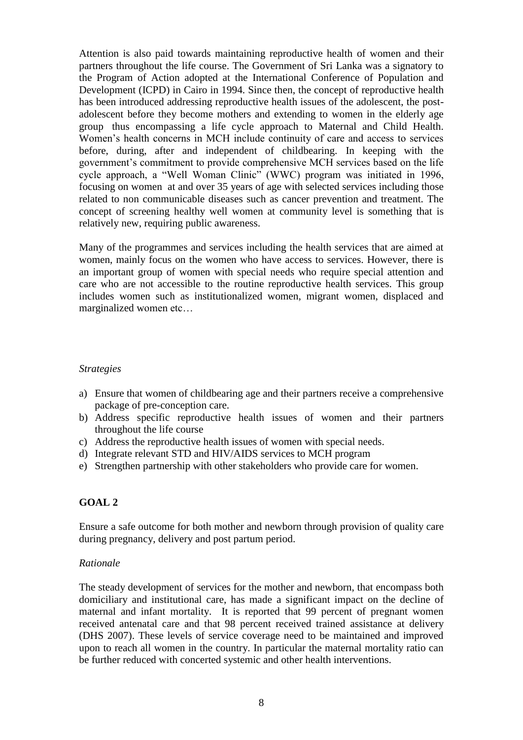Attention is also paid towards maintaining reproductive health of women and their partners throughout the life course. The Government of Sri Lanka was a signatory to the Program of Action adopted at the International Conference of Population and Development (ICPD) in Cairo in 1994. Since then, the concept of reproductive health has been introduced addressing reproductive health issues of the adolescent, the post-adolescent before they become mothers and extending to women in the elderly age group thus encompassing a life cycle approach to Maternal and Child Health. Women's health concerns in MCH include continuity of care and access to services before, during, after and independent of childbearing. In keeping with the government's commitment to provide comprehensive MCH services based on the life cycle approach, a "Well Woman Clinic" (WWC) program was initiated in 1996, focusing on women at and over 35 years of age with selected services including those related to non communicable diseases such as cancer prevention and treatment. The concept of screening healthy well women at community level is something that is relatively new, requiring public awareness.

Many of the programmes and services including the health services that are aimed at women, mainly focus on the women who have access to services. However, there is an important group of women with special needs who require special attention and care who are not accessible to the routine reproductive health services. This group includes women such as institutionalized women, migrant women, displaced and marginalized women etc…

*Strategies*

a) Ensure that women of childbearing age and their partners receive a comprehensive package of pre-conception care.
b) Address specific reproductive health issues of women and their partners throughout the life course
c) Address the reproductive health issues of women with special needs.
d) Integrate relevant STD and HIV/AIDS services to MCH program
e) Strengthen partnership with other stakeholders who provide care for women.

## GOAL 2

Ensure a safe outcome for both mother and newborn through provision of quality care during pregnancy, delivery and post partum period.

*Rationale*

The steady development of services for the mother and newborn, that encompass both domiciliary and institutional care, has made a significant impact on the decline of maternal and infant mortality. It is reported that 99 percent of pregnant women received antenatal care and that 98 percent received trained assistance at delivery (DHS 2007). These levels of service coverage need to be maintained and improved upon to reach all women in the country. In particular the maternal mortality ratio can be further reduced with concerted systemic and other health interventions.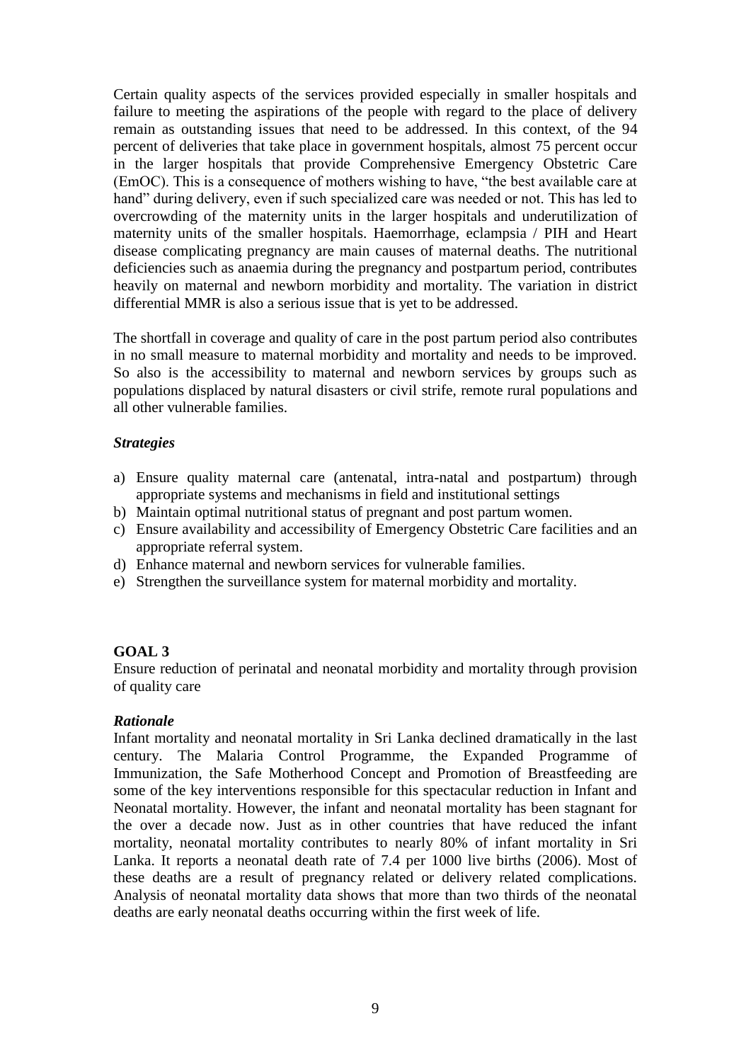Certain quality aspects of the services provided especially in smaller hospitals and failure to meeting the aspirations of the people with regard to the place of delivery remain as outstanding issues that need to be addressed. In this context, of the 94 percent of deliveries that take place in government hospitals, almost 75 percent occur in the larger hospitals that provide Comprehensive Emergency Obstetric Care (EmOC). This is a consequence of mothers wishing to have, "the best available care at hand" during delivery, even if such specialized care was needed or not. This has led to overcrowding of the maternity units in the larger hospitals and underutilization of maternity units of the smaller hospitals. Haemorrhage, eclampsia / PIH and Heart disease complicating pregnancy are main causes of maternal deaths. The nutritional deficiencies such as anaemia during the pregnancy and postpartum period, contributes heavily on maternal and newborn morbidity and mortality. The variation in district differential MMR is also a serious issue that is yet to be addressed.

The shortfall in coverage and quality of care in the post partum period also contributes in no small measure to maternal morbidity and mortality and needs to be improved. So also is the accessibility to maternal and newborn services by groups such as populations displaced by natural disasters or civil strife, remote rural populations and all other vulnerable families.

***Strategies***

a) Ensure quality maternal care (antenatal, intra-natal and postpartum) through appropriate systems and mechanisms in field and institutional settings
b) Maintain optimal nutritional status of pregnant and post partum women.
c) Ensure availability and accessibility of Emergency Obstetric Care facilities and an appropriate referral system.
d) Enhance maternal and newborn services for vulnerable families.
e) Strengthen the surveillance system for maternal morbidity and mortality.

**GOAL 3**

Ensure reduction of perinatal and neonatal morbidity and mortality through provision of quality care

***Rationale***

Infant mortality and neonatal mortality in Sri Lanka declined dramatically in the last century. The Malaria Control Programme, the Expanded Programme of Immunization, the Safe Motherhood Concept and Promotion of Breastfeeding are some of the key interventions responsible for this spectacular reduction in Infant and Neonatal mortality. However, the infant and neonatal mortality has been stagnant for the over a decade now. Just as in other countries that have reduced the infant mortality, neonatal mortality contributes to nearly 80% of infant mortality in Sri Lanka. It reports a neonatal death rate of 7.4 per 1000 live births (2006). Most of these deaths are a result of pregnancy related or delivery related complications. Analysis of neonatal mortality data shows that more than two thirds of the neonatal deaths are early neonatal deaths occurring within the first week of life.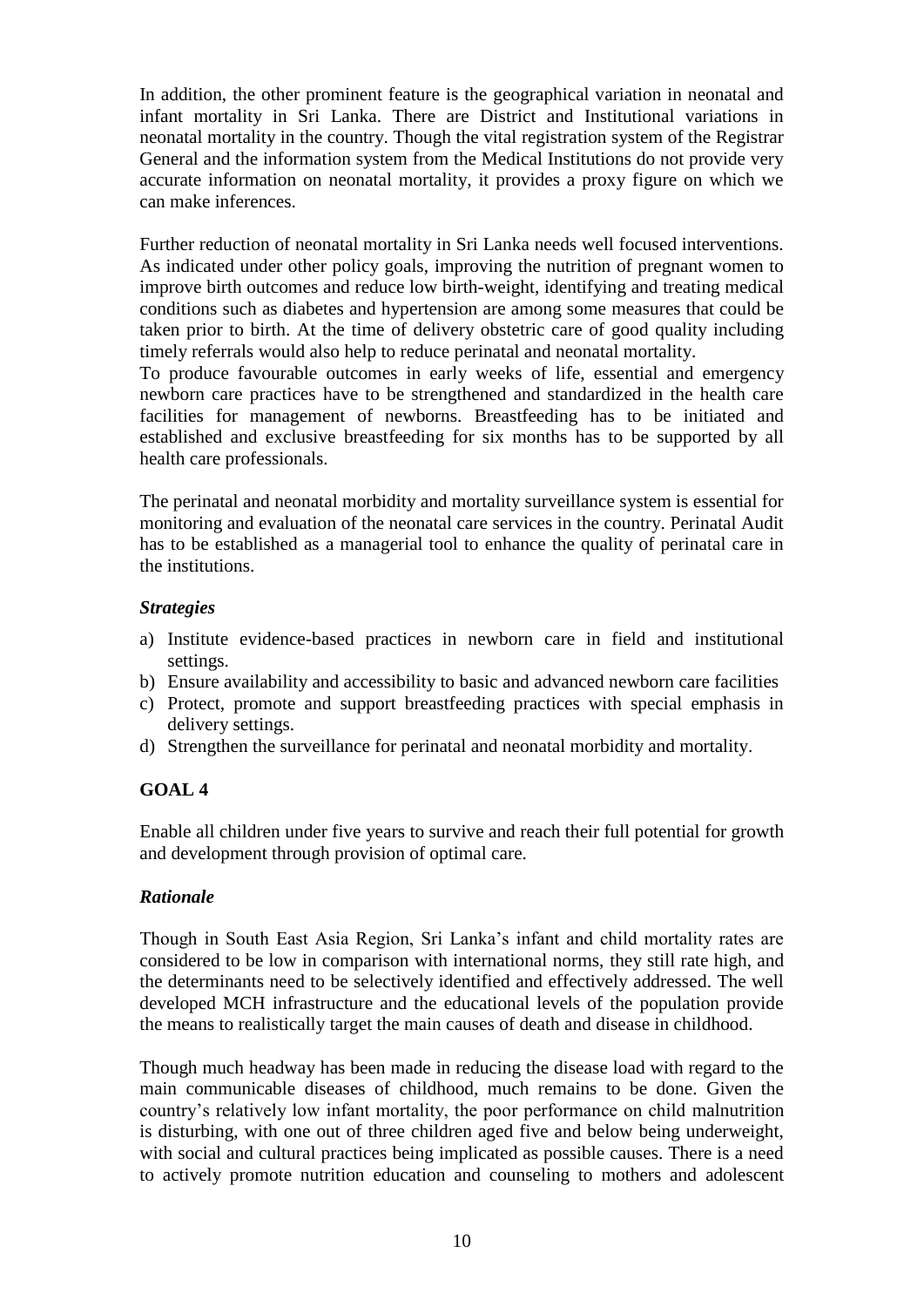In addition, the other prominent feature is the geographical variation in neonatal and infant mortality in Sri Lanka. There are District and Institutional variations in neonatal mortality in the country. Though the vital registration system of the Registrar General and the information system from the Medical Institutions do not provide very accurate information on neonatal mortality, it provides a proxy figure on which we can make inferences.

Further reduction of neonatal mortality in Sri Lanka needs well focused interventions. As indicated under other policy goals, improving the nutrition of pregnant women to improve birth outcomes and reduce low birth-weight, identifying and treating medical conditions such as diabetes and hypertension are among some measures that could be taken prior to birth. At the time of delivery obstetric care of good quality including timely referrals would also help to reduce perinatal and neonatal mortality.

To produce favourable outcomes in early weeks of life, essential and emergency newborn care practices have to be strengthened and standardized in the health care facilities for management of newborns. Breastfeeding has to be initiated and established and exclusive breastfeeding for six months has to be supported by all health care professionals.

The perinatal and neonatal morbidity and mortality surveillance system is essential for monitoring and evaluation of the neonatal care services in the country. Perinatal Audit has to be established as a managerial tool to enhance the quality of perinatal care in the institutions.

### *Strategies*

a) Institute evidence-based practices in newborn care in field and institutional settings.
b) Ensure availability and accessibility to basic and advanced newborn care facilities
c) Protect, promote and support breastfeeding practices with special emphasis in delivery settings.
d) Strengthen the surveillance for perinatal and neonatal morbidity and mortality.

## GOAL 4

Enable all children under five years to survive and reach their full potential for growth and development through provision of optimal care.

### *Rationale*

Though in South East Asia Region, Sri Lanka's infant and child mortality rates are considered to be low in comparison with international norms, they still rate high, and the determinants need to be selectively identified and effectively addressed. The well developed MCH infrastructure and the educational levels of the population provide the means to realistically target the main causes of death and disease in childhood.

Though much headway has been made in reducing the disease load with regard to the main communicable diseases of childhood, much remains to be done. Given the country's relatively low infant mortality, the poor performance on child malnutrition is disturbing, with one out of three children aged five and below being underweight, with social and cultural practices being implicated as possible causes. There is a need to actively promote nutrition education and counseling to mothers and adolescent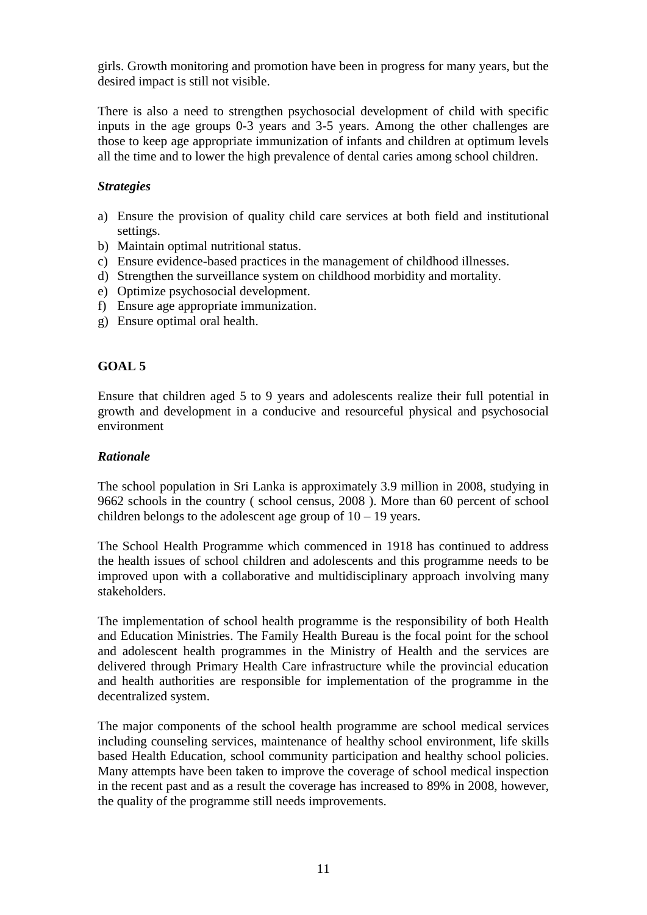girls. Growth monitoring and promotion have been in progress for many years, but the desired impact is still not visible.

There is also a need to strengthen psychosocial development of child with specific inputs in the age groups 0-3 years and 3-5 years. Among the other challenges are those to keep age appropriate immunization of infants and children at optimum levels all the time and to lower the high prevalence of dental caries among school children.

***Strategies***

a) Ensure the provision of quality child care services at both field and institutional settings.
b) Maintain optimal nutritional status.
c) Ensure evidence-based practices in the management of childhood illnesses.
d) Strengthen the surveillance system on childhood morbidity and mortality.
e) Optimize psychosocial development.
f) Ensure age appropriate immunization.
g) Ensure optimal oral health.

## GOAL 5

Ensure that children aged 5 to 9 years and adolescents realize their full potential in growth and development in a conducive and resourceful physical and psychosocial environment

***Rationale***

The school population in Sri Lanka is approximately 3.9 million in 2008, studying in 9662 schools in the country ( school census, 2008 ). More than 60 percent of school children belongs to the adolescent age group of 10 – 19 years.

The School Health Programme which commenced in 1918 has continued to address the health issues of school children and adolescents and this programme needs to be improved upon with a collaborative and multidisciplinary approach involving many stakeholders.

The implementation of school health programme is the responsibility of both Health and Education Ministries. The Family Health Bureau is the focal point for the school and adolescent health programmes in the Ministry of Health and the services are delivered through Primary Health Care infrastructure while the provincial education and health authorities are responsible for implementation of the programme in the decentralized system.

The major components of the school health programme are school medical services including counseling services, maintenance of healthy school environment, life skills based Health Education, school community participation and healthy school policies. Many attempts have been taken to improve the coverage of school medical inspection in the recent past and as a result the coverage has increased to 89% in 2008, however, the quality of the programme still needs improvements.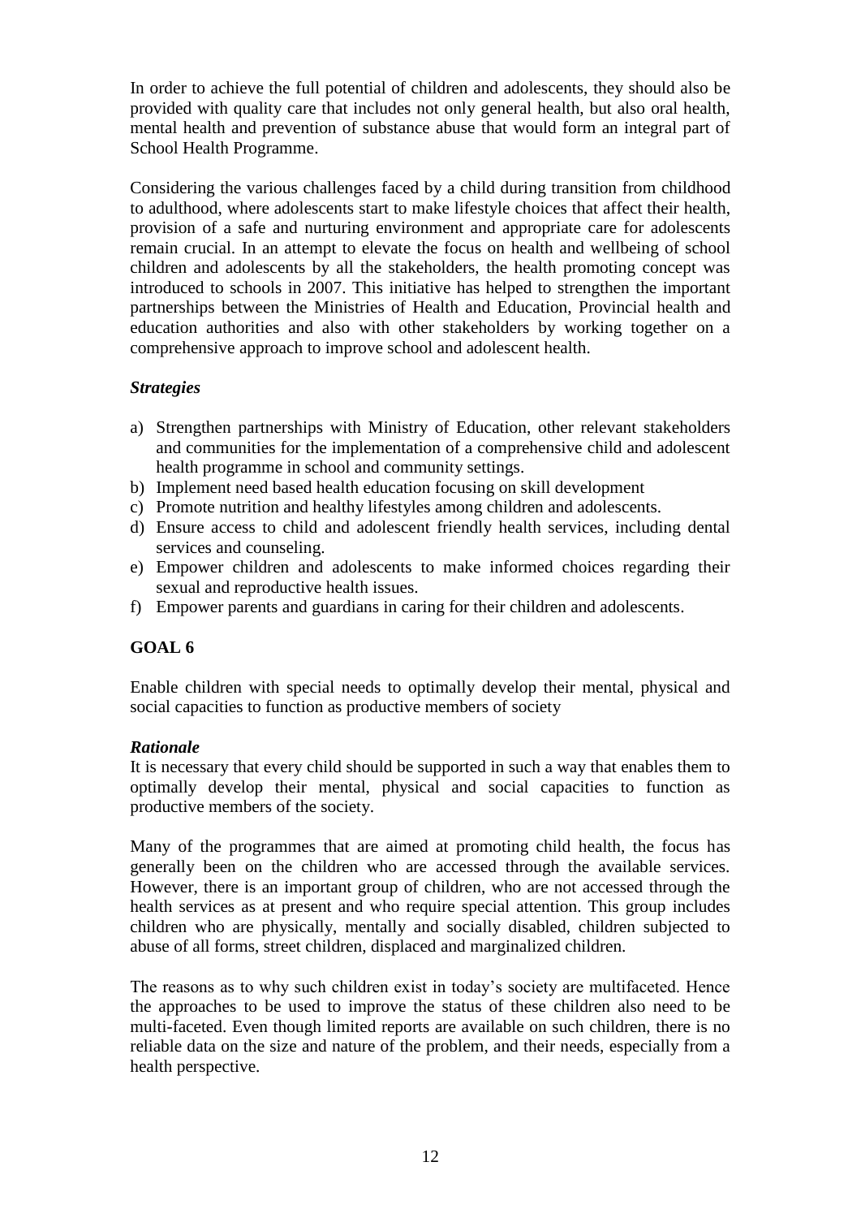In order to achieve the full potential of children and adolescents, they should also be provided with quality care that includes not only general health, but also oral health, mental health and prevention of substance abuse that would form an integral part of School Health Programme.

Considering the various challenges faced by a child during transition from childhood to adulthood, where adolescents start to make lifestyle choices that affect their health, provision of a safe and nurturing environment and appropriate care for adolescents remain crucial. In an attempt to elevate the focus on health and wellbeing of school children and adolescents by all the stakeholders, the health promoting concept was introduced to schools in 2007. This initiative has helped to strengthen the important partnerships between the Ministries of Health and Education, Provincial health and education authorities and also with other stakeholders by working together on a comprehensive approach to improve school and adolescent health.

### *Strategies*

a) Strengthen partnerships with Ministry of Education, other relevant stakeholders and communities for the implementation of a comprehensive child and adolescent health programme in school and community settings.
b) Implement need based health education focusing on skill development
c) Promote nutrition and healthy lifestyles among children and adolescents.
d) Ensure access to child and adolescent friendly health services, including dental services and counseling.
e) Empower children and adolescents to make informed choices regarding their sexual and reproductive health issues.
f) Empower parents and guardians in caring for their children and adolescents.

## GOAL 6

Enable children with special needs to optimally develop their mental, physical and social capacities to function as productive members of society

### *Rationale*

It is necessary that every child should be supported in such a way that enables them to optimally develop their mental, physical and social capacities to function as productive members of the society.

Many of the programmes that are aimed at promoting child health, the focus has generally been on the children who are accessed through the available services. However, there is an important group of children, who are not accessed through the health services as at present and who require special attention. This group includes children who are physically, mentally and socially disabled, children subjected to abuse of all forms, street children, displaced and marginalized children.

The reasons as to why such children exist in today's society are multifaceted. Hence the approaches to be used to improve the status of these children also need to be multi-faceted. Even though limited reports are available on such children, there is no reliable data on the size and nature of the problem, and their needs, especially from a health perspective.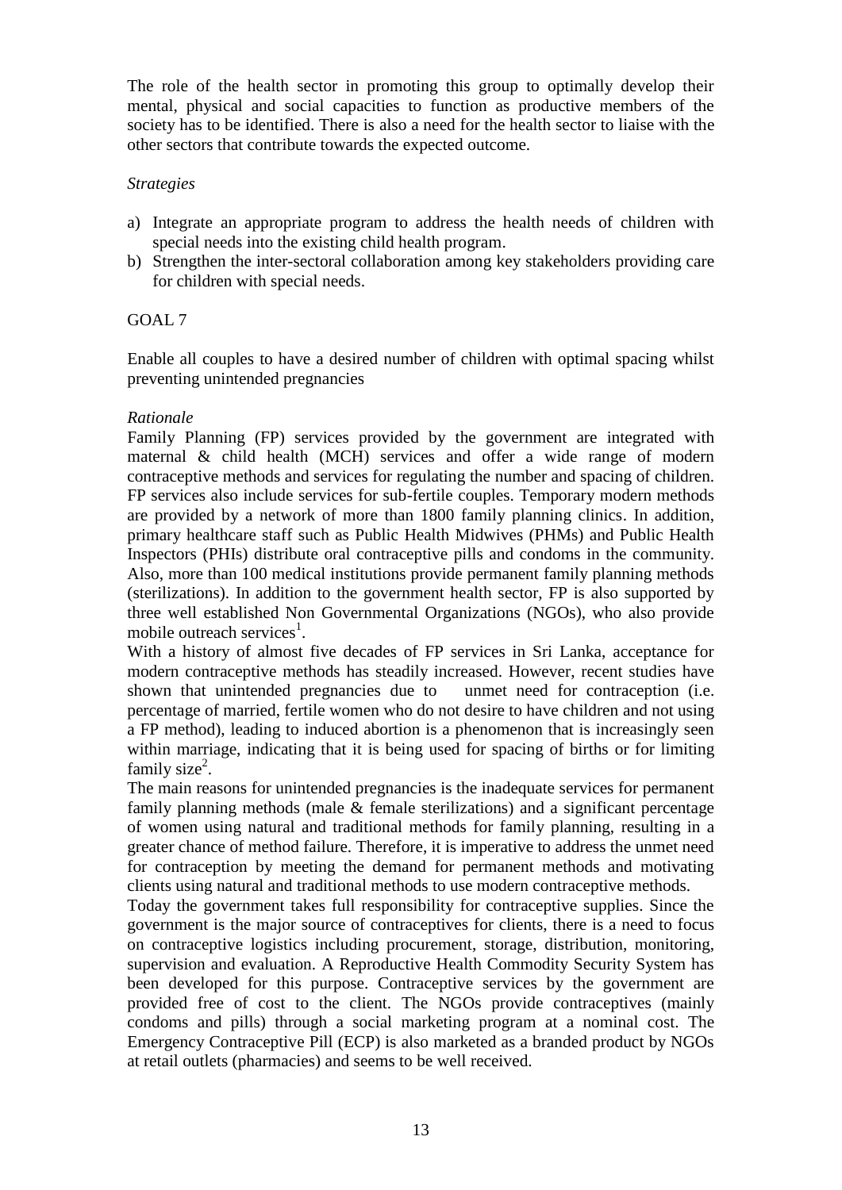The role of the health sector in promoting this group to optimally develop their mental, physical and social capacities to function as productive members of the society has to be identified. There is also a need for the health sector to liaise with the other sectors that contribute towards the expected outcome.

*Strategies*

a) Integrate an appropriate program to address the health needs of children with special needs into the existing child health program.
b) Strengthen the inter-sectoral collaboration among key stakeholders providing care for children with special needs.

GOAL 7

Enable all couples to have a desired number of children with optimal spacing whilst preventing unintended pregnancies

*Rationale*

Family Planning (FP) services provided by the government are integrated with maternal & child health (MCH) services and offer a wide range of modern contraceptive methods and services for regulating the number and spacing of children. FP services also include services for sub-fertile couples. Temporary modern methods are provided by a network of more than 1800 family planning clinics. In addition, primary healthcare staff such as Public Health Midwives (PHMs) and Public Health Inspectors (PHIs) distribute oral contraceptive pills and condoms in the community. Also, more than 100 medical institutions provide permanent family planning methods (sterilizations). In addition to the government health sector, FP is also supported by three well established Non Governmental Organizations (NGOs), who also provide mobile outreach services[1].

With a history of almost five decades of FP services in Sri Lanka, acceptance for modern contraceptive methods has steadily increased. However, recent studies have shown that unintended pregnancies due to unmet need for contraception (i.e. percentage of married, fertile women who do not desire to have children and not using a FP method), leading to induced abortion is a phenomenon that is increasingly seen within marriage, indicating that it is being used for spacing of births or for limiting family size[2].

The main reasons for unintended pregnancies is the inadequate services for permanent family planning methods (male & female sterilizations) and a significant percentage of women using natural and traditional methods for family planning, resulting in a greater chance of method failure. Therefore, it is imperative to address the unmet need for contraception by meeting the demand for permanent methods and motivating clients using natural and traditional methods to use modern contraceptive methods.

Today the government takes full responsibility for contraceptive supplies. Since the government is the major source of contraceptives for clients, there is a need to focus on contraceptive logistics including procurement, storage, distribution, monitoring, supervision and evaluation. A Reproductive Health Commodity Security System has been developed for this purpose. Contraceptive services by the government are provided free of cost to the client. The NGOs provide contraceptives (mainly condoms and pills) through a social marketing program at a nominal cost. The Emergency Contraceptive Pill (ECP) is also marketed as a branded product by NGOs at retail outlets (pharmacies) and seems to be well received.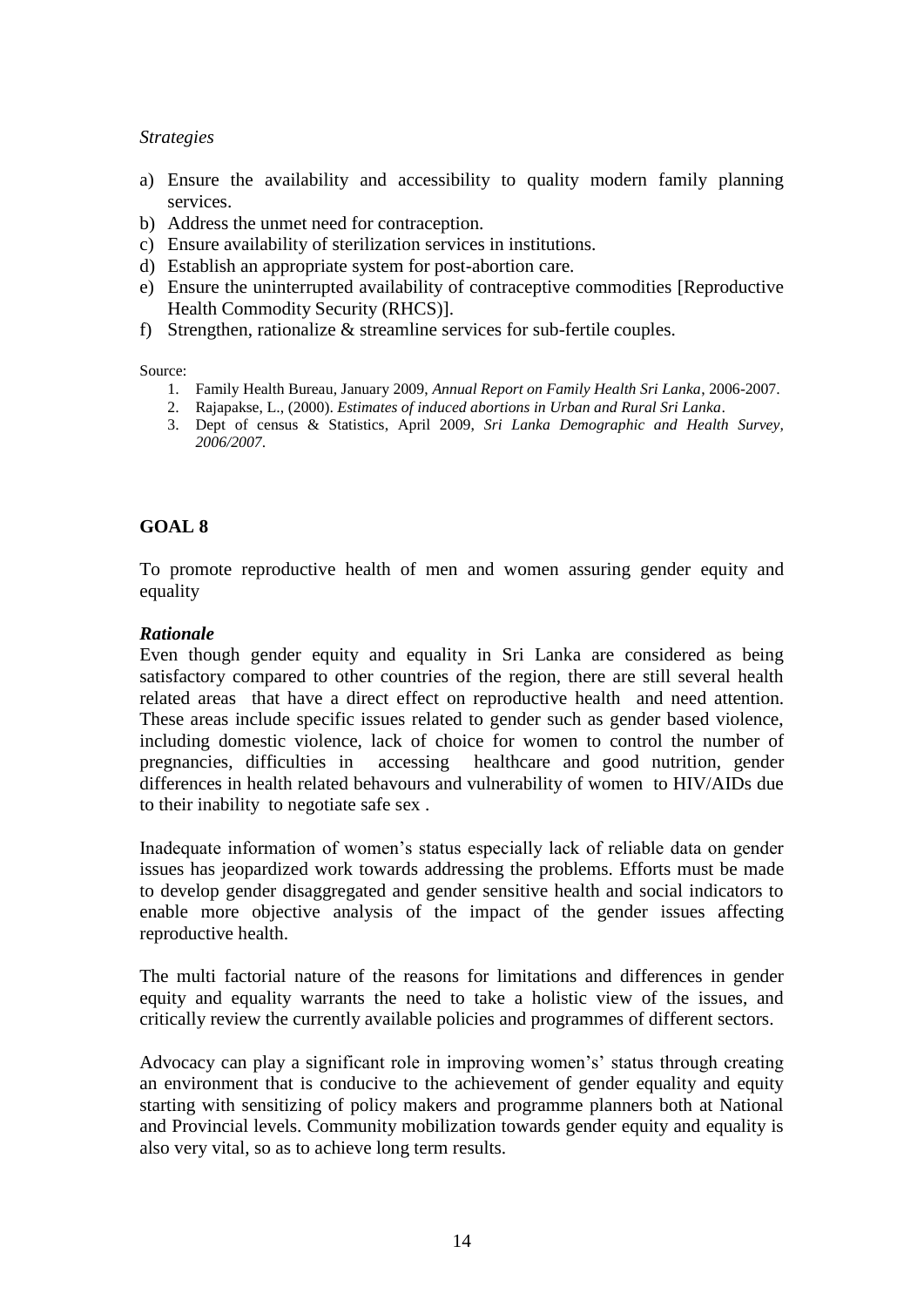*Strategies*

a) Ensure the availability and accessibility to quality modern family planning services.
b) Address the unmet need for contraception.
c) Ensure availability of sterilization services in institutions.
d) Establish an appropriate system for post-abortion care.
e) Ensure the uninterrupted availability of contraceptive commodities [Reproductive Health Commodity Security (RHCS)].
f) Strengthen, rationalize & streamline services for sub-fertile couples.

Source:

1. Family Health Bureau, January 2009, *Annual Report on Family Health Sri Lanka*, 2006-2007.
2. Rajapakse, L., (2000). *Estimates of induced abortions in Urban and Rural Sri Lanka*.
3. Dept of census & Statistics, April 2009, *Sri Lanka Demographic and Health Survey, 2006/2007*.

## GOAL 8

To promote reproductive health of men and women assuring gender equity and equality

***Rationale***

Even though gender equity and equality in Sri Lanka are considered as being satisfactory compared to other countries of the region, there are still several health related areas that have a direct effect on reproductive health and need attention. These areas include specific issues related to gender such as gender based violence, including domestic violence, lack of choice for women to control the number of pregnancies, difficulties in accessing healthcare and good nutrition, gender differences in health related behavours and vulnerability of women to HIV/AIDs due to their inability to negotiate safe sex .

Inadequate information of women's status especially lack of reliable data on gender issues has jeopardized work towards addressing the problems. Efforts must be made to develop gender disaggregated and gender sensitive health and social indicators to enable more objective analysis of the impact of the gender issues affecting reproductive health.

The multi factorial nature of the reasons for limitations and differences in gender equity and equality warrants the need to take a holistic view of the issues, and critically review the currently available policies and programmes of different sectors.

Advocacy can play a significant role in improving women's' status through creating an environment that is conducive to the achievement of gender equality and equity starting with sensitizing of policy makers and programme planners both at National and Provincial levels. Community mobilization towards gender equity and equality is also very vital, so as to achieve long term results.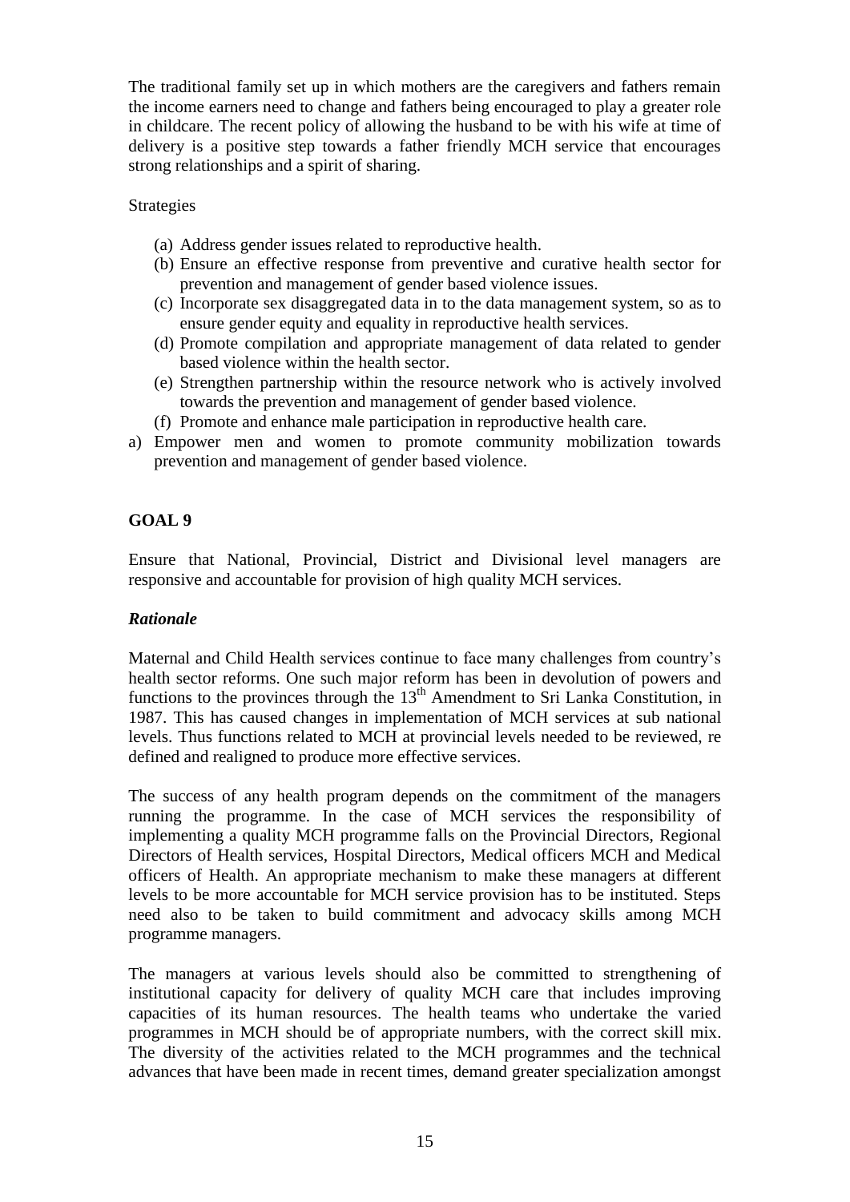The traditional family set up in which mothers are the caregivers and fathers remain the income earners need to change and fathers being encouraged to play a greater role in childcare. The recent policy of allowing the husband to be with his wife at time of delivery is a positive step towards a father friendly MCH service that encourages strong relationships and a spirit of sharing.

Strategies

(a) Address gender issues related to reproductive health.
(b) Ensure an effective response from preventive and curative health sector for prevention and management of gender based violence issues.
(c) Incorporate sex disaggregated data in to the data management system, so as to ensure gender equity and equality in reproductive health services.
(d) Promote compilation and appropriate management of data related to gender based violence within the health sector.
(e) Strengthen partnership within the resource network who is actively involved towards the prevention and management of gender based violence.
(f) Promote and enhance male participation in reproductive health care.

a) Empower men and women to promote community mobilization towards prevention and management of gender based violence.

## GOAL 9

Ensure that National, Provincial, District and Divisional level managers are responsive and accountable for provision of high quality MCH services.

### *Rationale*

Maternal and Child Health services continue to face many challenges from country's health sector reforms. One such major reform has been in devolution of powers and functions to the provinces through the 13th Amendment to Sri Lanka Constitution, in 1987. This has caused changes in implementation of MCH services at sub national levels. Thus functions related to MCH at provincial levels needed to be reviewed, re defined and realigned to produce more effective services.

The success of any health program depends on the commitment of the managers running the programme. In the case of MCH services the responsibility of implementing a quality MCH programme falls on the Provincial Directors, Regional Directors of Health services, Hospital Directors, Medical officers MCH and Medical officers of Health. An appropriate mechanism to make these managers at different levels to be more accountable for MCH service provision has to be instituted. Steps need also to be taken to build commitment and advocacy skills among MCH programme managers.

The managers at various levels should also be committed to strengthening of institutional capacity for delivery of quality MCH care that includes improving capacities of its human resources. The health teams who undertake the varied programmes in MCH should be of appropriate numbers, with the correct skill mix. The diversity of the activities related to the MCH programmes and the technical advances that have been made in recent times, demand greater specialization amongst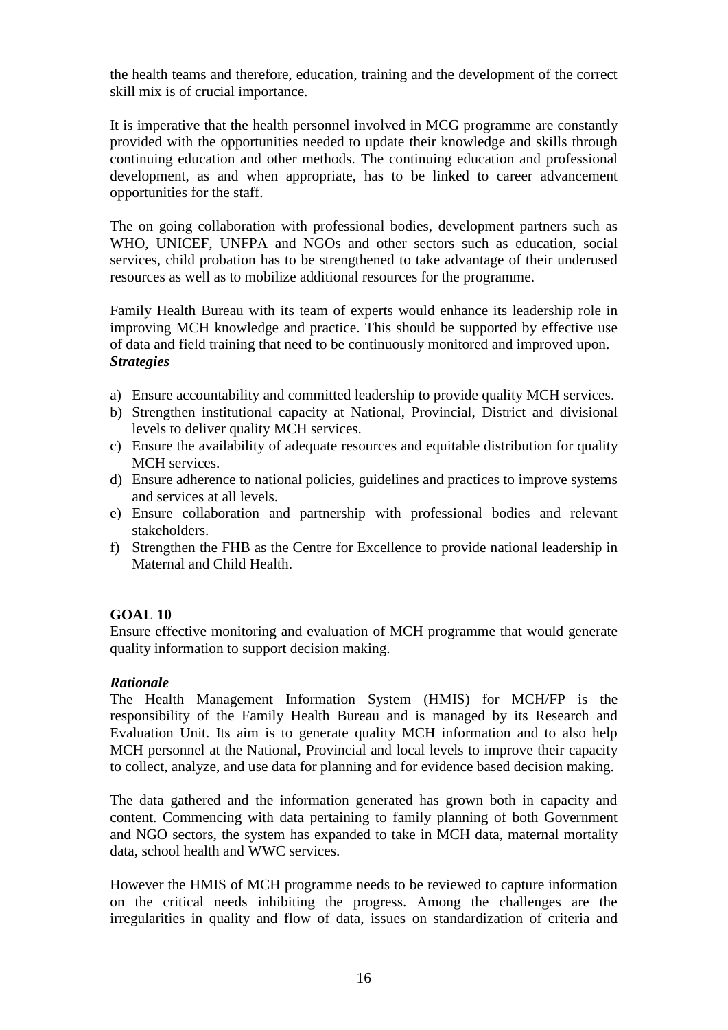the health teams and therefore, education, training and the development of the correct skill mix is of crucial importance.

It is imperative that the health personnel involved in MCG programme are constantly provided with the opportunities needed to update their knowledge and skills through continuing education and other methods. The continuing education and professional development, as and when appropriate, has to be linked to career advancement opportunities for the staff.

The on going collaboration with professional bodies, development partners such as WHO, UNICEF, UNFPA and NGOs and other sectors such as education, social services, child probation has to be strengthened to take advantage of their underused resources as well as to mobilize additional resources for the programme.

Family Health Bureau with its team of experts would enhance its leadership role in improving MCH knowledge and practice. This should be supported by effective use of data and field training that need to be continuously monitored and improved upon.

***Strategies***

a) Ensure accountability and committed leadership to provide quality MCH services.
b) Strengthen institutional capacity at National, Provincial, District and divisional levels to deliver quality MCH services.
c) Ensure the availability of adequate resources and equitable distribution for quality MCH services.
d) Ensure adherence to national policies, guidelines and practices to improve systems and services at all levels.
e) Ensure collaboration and partnership with professional bodies and relevant stakeholders.
f) Strengthen the FHB as the Centre for Excellence to provide national leadership in Maternal and Child Health.

**GOAL 10**

Ensure effective monitoring and evaluation of MCH programme that would generate quality information to support decision making.

***Rationale***

The Health Management Information System (HMIS) for MCH/FP is the responsibility of the Family Health Bureau and is managed by its Research and Evaluation Unit. Its aim is to generate quality MCH information and to also help MCH personnel at the National, Provincial and local levels to improve their capacity to collect, analyze, and use data for planning and for evidence based decision making.

The data gathered and the information generated has grown both in capacity and content. Commencing with data pertaining to family planning of both Government and NGO sectors, the system has expanded to take in MCH data, maternal mortality data, school health and WWC services.

However the HMIS of MCH programme needs to be reviewed to capture information on the critical needs inhibiting the progress. Among the challenges are the irregularities in quality and flow of data, issues on standardization of criteria and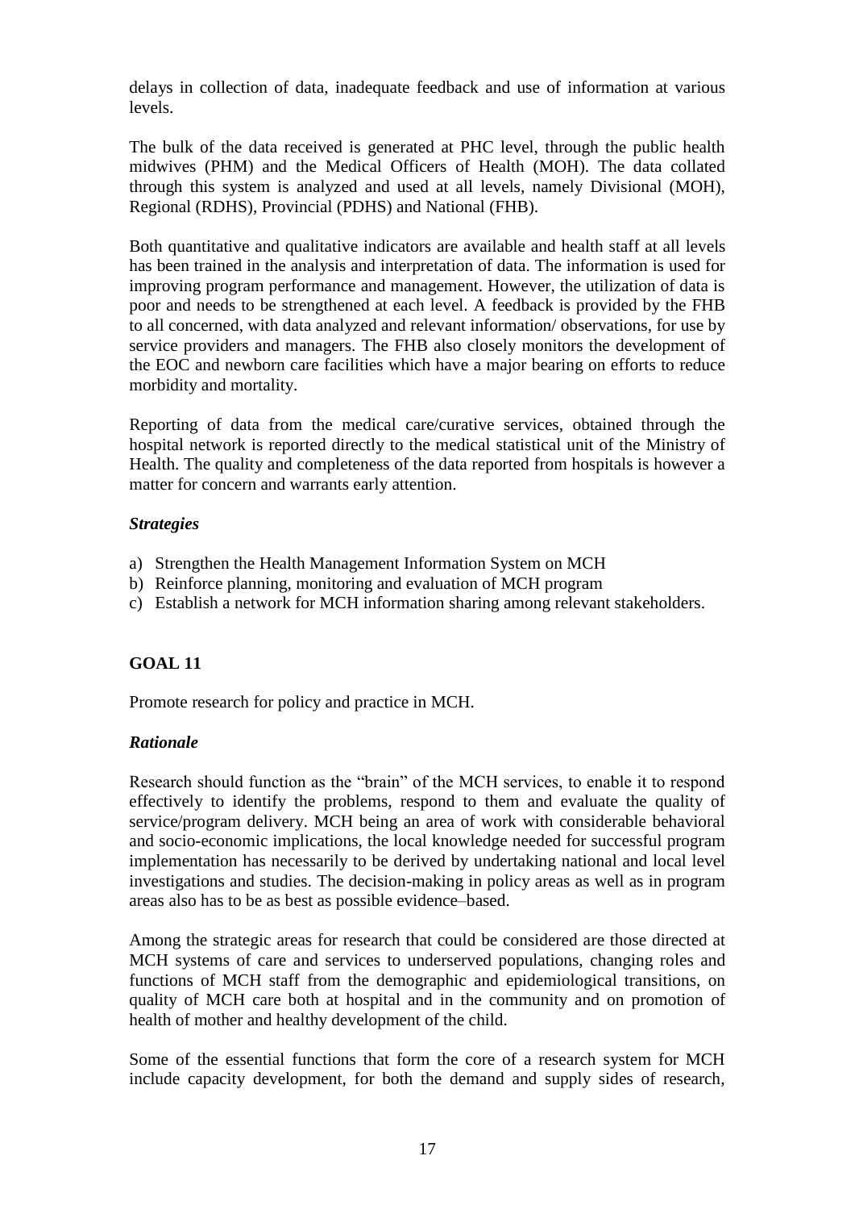delays in collection of data, inadequate feedback and use of information at various levels.

The bulk of the data received is generated at PHC level, through the public health midwives (PHM) and the Medical Officers of Health (MOH). The data collated through this system is analyzed and used at all levels, namely Divisional (MOH), Regional (RDHS), Provincial (PDHS) and National (FHB).

Both quantitative and qualitative indicators are available and health staff at all levels has been trained in the analysis and interpretation of data. The information is used for improving program performance and management. However, the utilization of data is poor and needs to be strengthened at each level. A feedback is provided by the FHB to all concerned, with data analyzed and relevant information/ observations, for use by service providers and managers. The FHB also closely monitors the development of the EOC and newborn care facilities which have a major bearing on efforts to reduce morbidity and mortality.

Reporting of data from the medical care/curative services, obtained through the hospital network is reported directly to the medical statistical unit of the Ministry of Health. The quality and completeness of the data reported from hospitals is however a matter for concern and warrants early attention.

### *Strategies*

a) Strengthen the Health Management Information System on MCH
b) Reinforce planning, monitoring and evaluation of MCH program
c) Establish a network for MCH information sharing among relevant stakeholders.

## GOAL 11

Promote research for policy and practice in MCH.

### *Rationale*

Research should function as the "brain" of the MCH services, to enable it to respond effectively to identify the problems, respond to them and evaluate the quality of service/program delivery. MCH being an area of work with considerable behavioral and socio-economic implications, the local knowledge needed for successful program implementation has necessarily to be derived by undertaking national and local level investigations and studies. The decision-making in policy areas as well as in program areas also has to be as best as possible evidence–based.

Among the strategic areas for research that could be considered are those directed at MCH systems of care and services to underserved populations, changing roles and functions of MCH staff from the demographic and epidemiological transitions, on quality of MCH care both at hospital and in the community and on promotion of health of mother and healthy development of the child.

Some of the essential functions that form the core of a research system for MCH include capacity development, for both the demand and supply sides of research,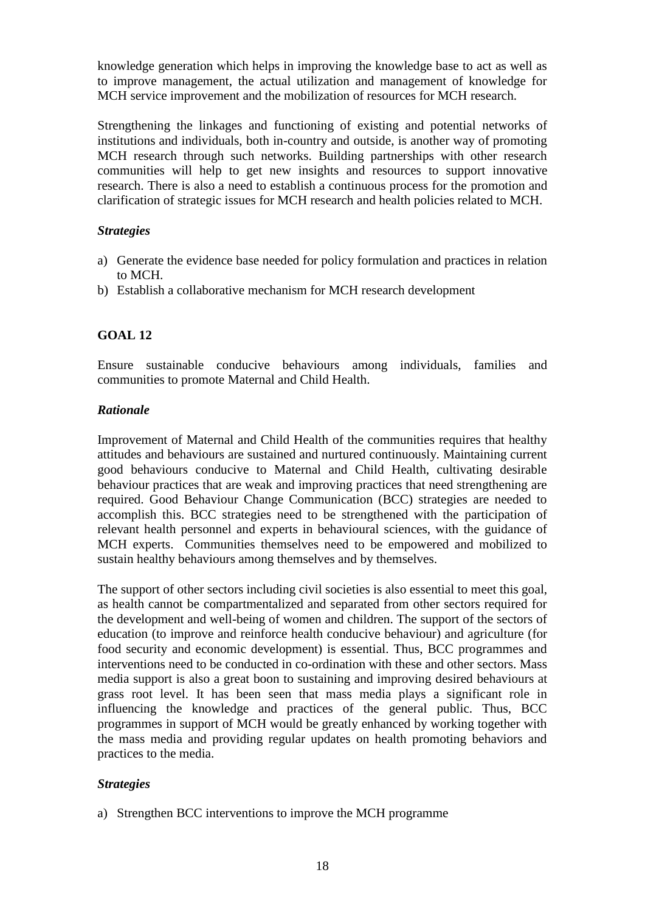knowledge generation which helps in improving the knowledge base to act as well as to improve management, the actual utilization and management of knowledge for MCH service improvement and the mobilization of resources for MCH research.

Strengthening the linkages and functioning of existing and potential networks of institutions and individuals, both in-country and outside, is another way of promoting MCH research through such networks. Building partnerships with other research communities will help to get new insights and resources to support innovative research. There is also a need to establish a continuous process for the promotion and clarification of strategic issues for MCH research and health policies related to MCH.

### *Strategies*

a) Generate the evidence base needed for policy formulation and practices in relation to MCH.
b) Establish a collaborative mechanism for MCH research development

## GOAL 12

Ensure sustainable conducive behaviours among individuals, families and communities to promote Maternal and Child Health.

### *Rationale*

Improvement of Maternal and Child Health of the communities requires that healthy attitudes and behaviours are sustained and nurtured continuously. Maintaining current good behaviours conducive to Maternal and Child Health, cultivating desirable behaviour practices that are weak and improving practices that need strengthening are required. Good Behaviour Change Communication (BCC) strategies are needed to accomplish this. BCC strategies need to be strengthened with the participation of relevant health personnel and experts in behavioural sciences, with the guidance of MCH experts. Communities themselves need to be empowered and mobilized to sustain healthy behaviours among themselves and by themselves.

The support of other sectors including civil societies is also essential to meet this goal, as health cannot be compartmentalized and separated from other sectors required for the development and well-being of women and children. The support of the sectors of education (to improve and reinforce health conducive behaviour) and agriculture (for food security and economic development) is essential. Thus, BCC programmes and interventions need to be conducted in co-ordination with these and other sectors. Mass media support is also a great boon to sustaining and improving desired behaviours at grass root level. It has been seen that mass media plays a significant role in influencing the knowledge and practices of the general public. Thus, BCC programmes in support of MCH would be greatly enhanced by working together with the mass media and providing regular updates on health promoting behaviors and practices to the media.

### *Strategies*

a) Strengthen BCC interventions to improve the MCH programme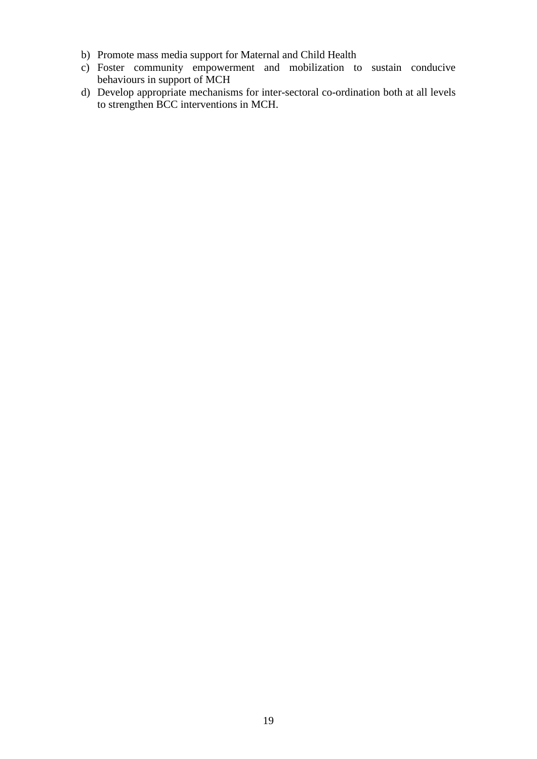b) Promote mass media support for Maternal and Child Health
c) Foster community empowerment and mobilization to sustain conducive behaviours in support of MCH
d) Develop appropriate mechanisms for inter-sectoral co-ordination both at all levels to strengthen BCC interventions in MCH.